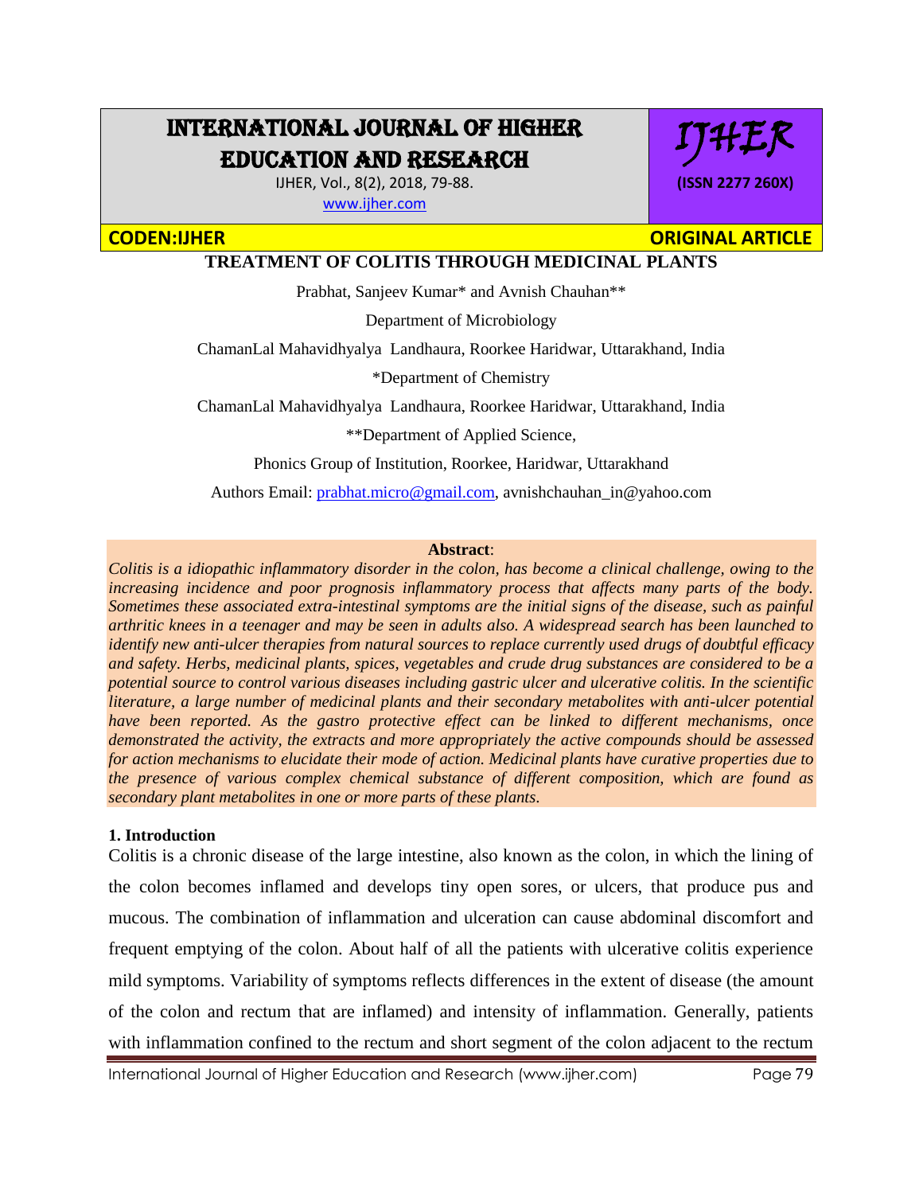# TREATMENT OF COLITIS THROUGH MEDICINAL PLANTS

Prabhat, Sanjeev Kumar* and Avnish Chauhan**

Department of Microbiology

ChamanLal Mahavidhyalya Landhaura, Roorkee Haridwar, Uttarakhand, India

*Department of Chemistry

ChamanLal Mahavidhyalya Landhaura, Roorkee Haridwar, Uttarakhand, India

**Department of Applied Science,

Phonics Group of Institution, Roorkee, Haridwar, Uttarakhand

Authors Email: prabhat.micro@gmail.com, avnishchauhan_in@yahoo.com

**Abstract**:

*Colitis is a idiopathic inflammatory disorder in the colon, has become a clinical challenge, owing to the increasing incidence and poor prognosis inflammatory process that affects many parts of the body. Sometimes these associated extra-intestinal symptoms are the initial signs of the disease, such as painful arthritic knees in a teenager and may be seen in adults also. A widespread search has been launched to identify new anti-ulcer therapies from natural sources to replace currently used drugs of doubtful efficacy and safety. Herbs, medicinal plants, spices, vegetables and crude drug substances are considered to be a potential source to control various diseases including gastric ulcer and ulcerative colitis. In the scientific literature, a large number of medicinal plants and their secondary metabolites with anti-ulcer potential have been reported. As the gastro protective effect can be linked to different mechanisms, once demonstrated the activity, the extracts and more appropriately the active compounds should be assessed for action mechanisms to elucidate their mode of action. Medicinal plants have curative properties due to the presence of various complex chemical substance of different composition, which are found as secondary plant metabolites in one or more parts of these plants.*

## 1. Introduction

Colitis is a chronic disease of the large intestine, also known as the colon, in which the lining of the colon becomes inflamed and develops tiny open sores, or ulcers, that produce pus and mucous. The combination of inflammation and ulceration can cause abdominal discomfort and frequent emptying of the colon. About half of all the patients with ulcerative colitis experience mild symptoms. Variability of symptoms reflects differences in the extent of disease (the amount of the colon and rectum that are inflamed) and intensity of inflammation. Generally, patients with inflammation confined to the rectum and short segment of the colon adjacent to the rectum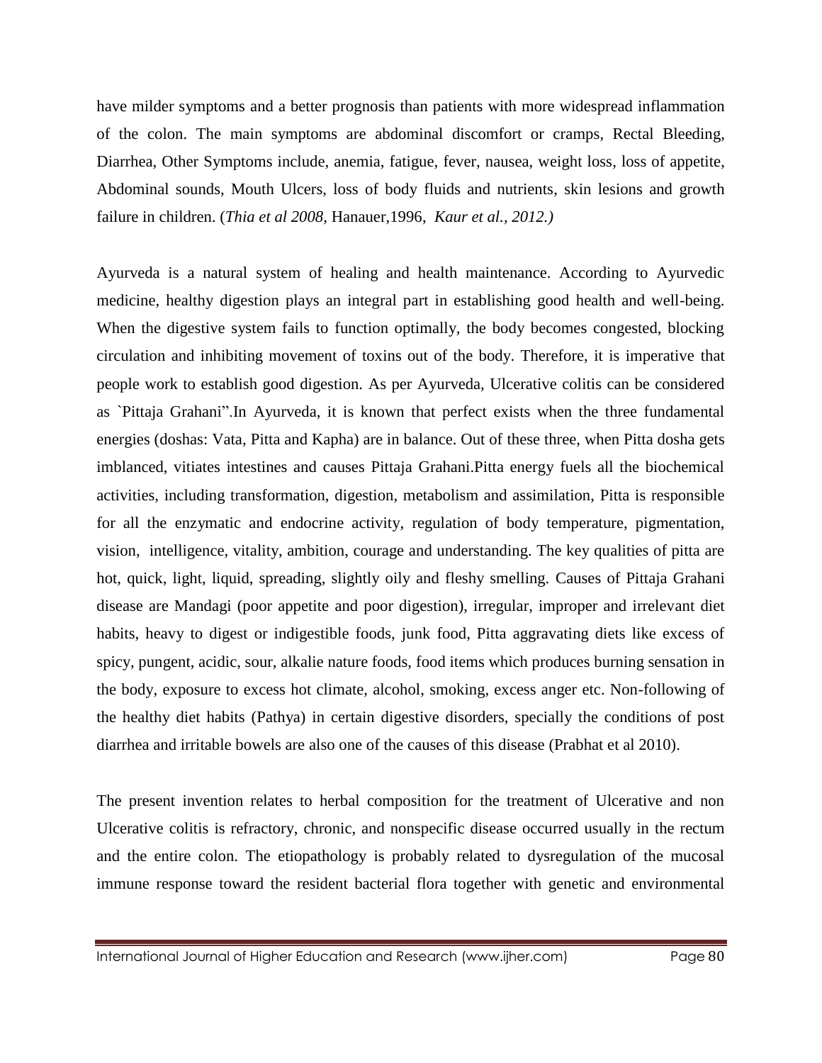have milder symptoms and a better prognosis than patients with more widespread inflammation of the colon. The main symptoms are abdominal discomfort or cramps, Rectal Bleeding, Diarrhea, Other Symptoms include, anemia, fatigue, fever, nausea, weight loss, loss of appetite, Abdominal sounds, Mouth Ulcers, loss of body fluids and nutrients, skin lesions and growth failure in children. (*Thia et al 2008,* Hanauer,1996, *Kaur et al., 2012.)*

Ayurveda is a natural system of healing and health maintenance. According to Ayurvedic medicine, healthy digestion plays an integral part in establishing good health and well-being. When the digestive system fails to function optimally, the body becomes congested, blocking circulation and inhibiting movement of toxins out of the body. Therefore, it is imperative that people work to establish good digestion. As per Ayurveda, Ulcerative colitis can be considered as `Pittaja Grahani".In Ayurveda, it is known that perfect exists when the three fundamental energies (doshas: Vata, Pitta and Kapha) are in balance. Out of these three, when Pitta dosha gets imblanced, vitiates intestines and causes Pittaja Grahani.Pitta energy fuels all the biochemical activities, including transformation, digestion, metabolism and assimilation, Pitta is responsible for all the enzymatic and endocrine activity, regulation of body temperature, pigmentation, vision, intelligence, vitality, ambition, courage and understanding. The key qualities of pitta are hot, quick, light, liquid, spreading, slightly oily and fleshy smelling. Causes of Pittaja Grahani disease are Mandagi (poor appetite and poor digestion), irregular, improper and irrelevant diet habits, heavy to digest or indigestible foods, junk food, Pitta aggravating diets like excess of spicy, pungent, acidic, sour, alkalie nature foods, food items which produces burning sensation in the body, exposure to excess hot climate, alcohol, smoking, excess anger etc. Non-following of the healthy diet habits (Pathya) in certain digestive disorders, specially the conditions of post diarrhea and irritable bowels are also one of the causes of this disease (Prabhat et al 2010).

The present invention relates to herbal composition for the treatment of Ulcerative and non Ulcerative colitis is refractory, chronic, and nonspecific disease occurred usually in the rectum and the entire colon. The etiopathology is probably related to dysregulation of the mucosal immune response toward the resident bacterial flora together with genetic and environmental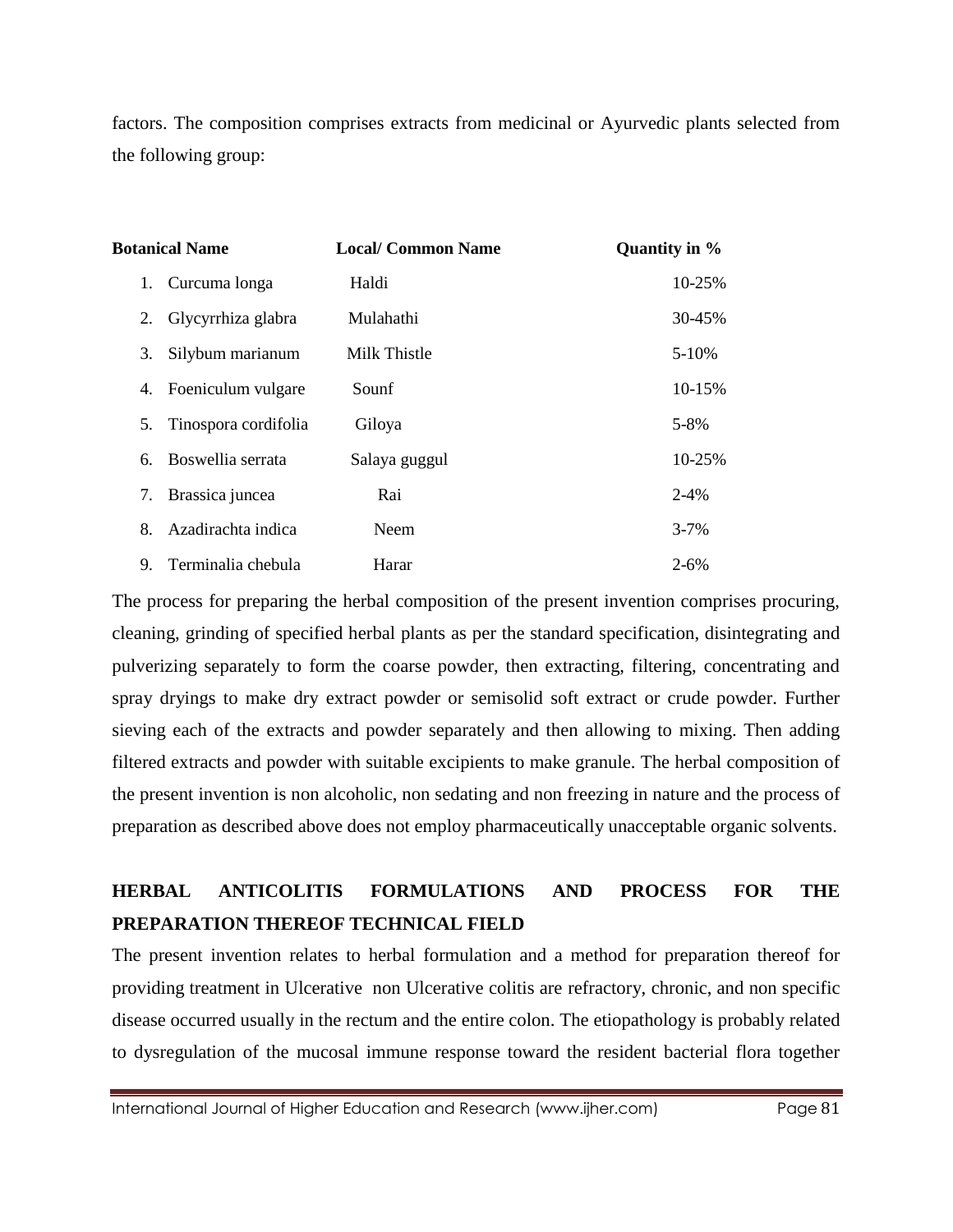factors. The composition comprises extracts from medicinal or Ayurvedic plants selected from the following group:

| Botanical Name | Local/ Common Name | Quantity in % |
|---|---|---|
| 1. Curcuma longa | Haldi | 10-25% |
| 2. Glycyrrhiza glabra | Mulahathi | 30-45% |
| 3. Silybum marianum | Milk Thistle | 5-10% |
| 4. Foeniculum vulgare | Sounf | 10-15% |
| 5. Tinospora cordifolia | Giloya | 5-8% |
| 6. Boswellia serrata | Salaya guggul | 10-25% |
| 7. Brassica juncea | Rai | 2-4% |
| 8. Azadirachta indica | Neem | 3-7% |
| 9. Terminalia chebula | Harar | 2-6% |

The process for preparing the herbal composition of the present invention comprises procuring, cleaning, grinding of specified herbal plants as per the standard specification, disintegrating and pulverizing separately to form the coarse powder, then extracting, filtering, concentrating and spray dryings to make dry extract powder or semisolid soft extract or crude powder. Further sieving each of the extracts and powder separately and then allowing to mixing. Then adding filtered extracts and powder with suitable excipients to make granule. The herbal composition of the present invention is non alcoholic, non sedating and non freezing in nature and the process of preparation as described above does not employ pharmaceutically unacceptable organic solvents.

**HERBAL ANTICOLITIS FORMULATIONS AND PROCESS FOR THE PREPARATION THEREOF TECHNICAL FIELD**

The present invention relates to herbal formulation and a method for preparation thereof for providing treatment in Ulcerative non Ulcerative colitis are refractory, chronic, and non specific disease occurred usually in the rectum and the entire colon. The etiopathology is probably related to dysregulation of the mucosal immune response toward the resident bacterial flora together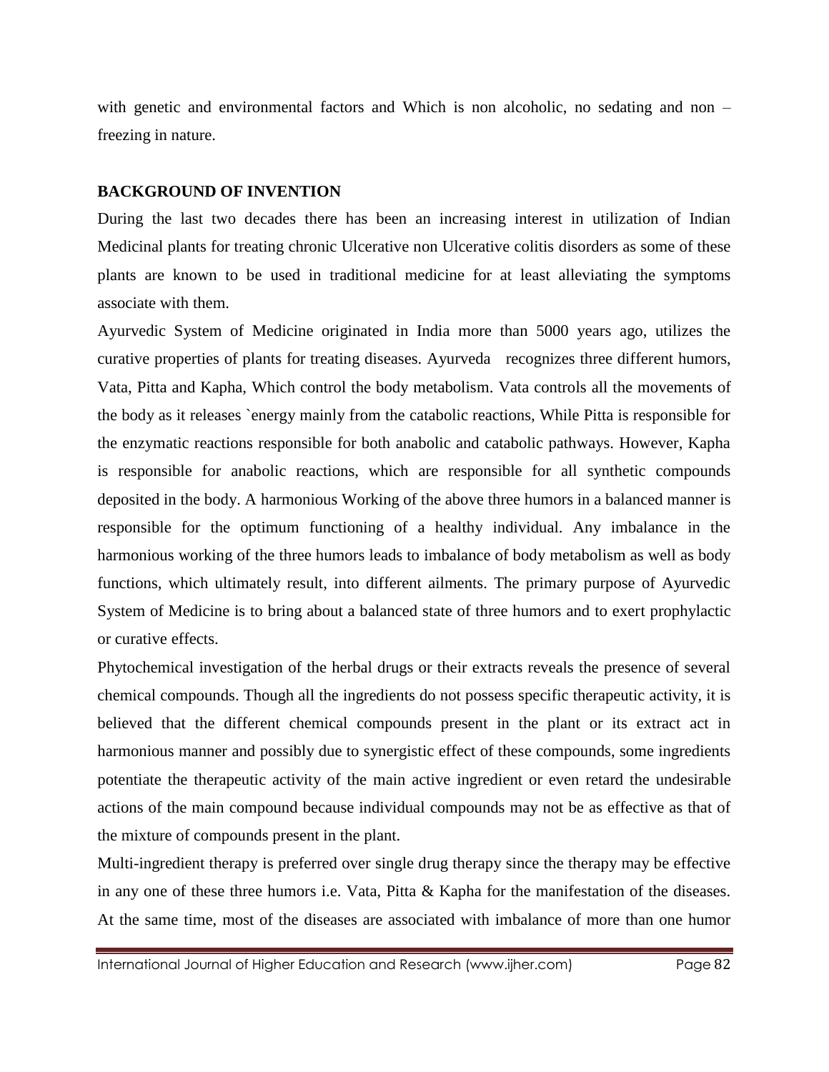with genetic and environmental factors and Which is non alcoholic, no sedating and non – freezing in nature.

## BACKGROUND OF INVENTION

During the last two decades there has been an increasing interest in utilization of Indian Medicinal plants for treating chronic Ulcerative non Ulcerative colitis disorders as some of these plants are known to be used in traditional medicine for at least alleviating the symptoms associate with them.

Ayurvedic System of Medicine originated in India more than 5000 years ago, utilizes the curative properties of plants for treating diseases. Ayurveda recognizes three different humors, Vata, Pitta and Kapha, Which control the body metabolism. Vata controls all the movements of the body as it releases `energy mainly from the catabolic reactions, While Pitta is responsible for the enzymatic reactions responsible for both anabolic and catabolic pathways. However, Kapha is responsible for anabolic reactions, which are responsible for all synthetic compounds deposited in the body. A harmonious Working of the above three humors in a balanced manner is responsible for the optimum functioning of a healthy individual. Any imbalance in the harmonious working of the three humors leads to imbalance of body metabolism as well as body functions, which ultimately result, into different ailments. The primary purpose of Ayurvedic System of Medicine is to bring about a balanced state of three humors and to exert prophylactic or curative effects.

Phytochemical investigation of the herbal drugs or their extracts reveals the presence of several chemical compounds. Though all the ingredients do not possess specific therapeutic activity, it is believed that the different chemical compounds present in the plant or its extract act in harmonious manner and possibly due to synergistic effect of these compounds, some ingredients potentiate the therapeutic activity of the main active ingredient or even retard the undesirable actions of the main compound because individual compounds may not be as effective as that of the mixture of compounds present in the plant.

Multi-ingredient therapy is preferred over single drug therapy since the therapy may be effective in any one of these three humors i.e. Vata, Pitta & Kapha for the manifestation of the diseases. At the same time, most of the diseases are associated with imbalance of more than one humor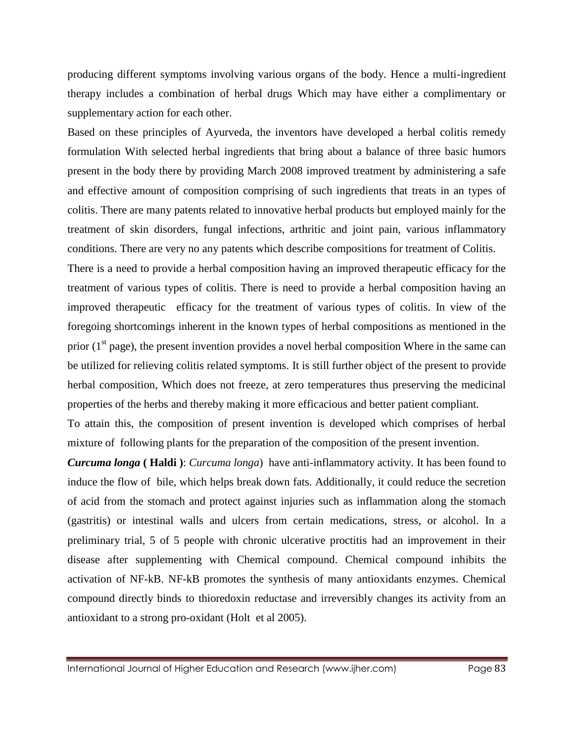producing different symptoms involving various organs of the body. Hence a multi-ingredient therapy includes a combination of herbal drugs Which may have either a complimentary or supplementary action for each other.

Based on these principles of Ayurveda, the inventors have developed a herbal colitis remedy formulation With selected herbal ingredients that bring about a balance of three basic humors present in the body there by providing March 2008 improved treatment by administering a safe and effective amount of composition comprising of such ingredients that treats in an types of colitis. There are many patents related to innovative herbal products but employed mainly for the treatment of skin disorders, fungal infections, arthritic and joint pain, various inflammatory conditions. There are very no any patents which describe compositions for treatment of Colitis.

There is a need to provide a herbal composition having an improved therapeutic efficacy for the treatment of various types of colitis. There is need to provide a herbal composition having an improved therapeutic efficacy for the treatment of various types of colitis. In view of the foregoing shortcomings inherent in the known types of herbal compositions as mentioned in the prior (1st page), the present invention provides a novel herbal composition Where in the same can be utilized for relieving colitis related symptoms. It is still further object of the present to provide herbal composition, Which does not freeze, at zero temperatures thus preserving the medicinal properties of the herbs and thereby making it more efficacious and better patient compliant.

To attain this, the composition of present invention is developed which comprises of herbal mixture of following plants for the preparation of the composition of the present invention.

***Curcuma longa* ( Haldi )**: *Curcuma longa*) have anti-inflammatory activity. It has been found to induce the flow of bile, which helps break down fats. Additionally, it could reduce the secretion of acid from the stomach and protect against injuries such as inflammation along the stomach (gastritis) or intestinal walls and ulcers from certain medications, stress, or alcohol. In a preliminary trial, 5 of 5 people with chronic ulcerative proctitis had an improvement in their disease after supplementing with Chemical compound. Chemical compound inhibits the activation of NF-kB. NF-kB promotes the synthesis of many antioxidants enzymes. Chemical compound directly binds to thioredoxin reductase and irreversibly changes its activity from an antioxidant to a strong pro-oxidant (Holt et al 2005).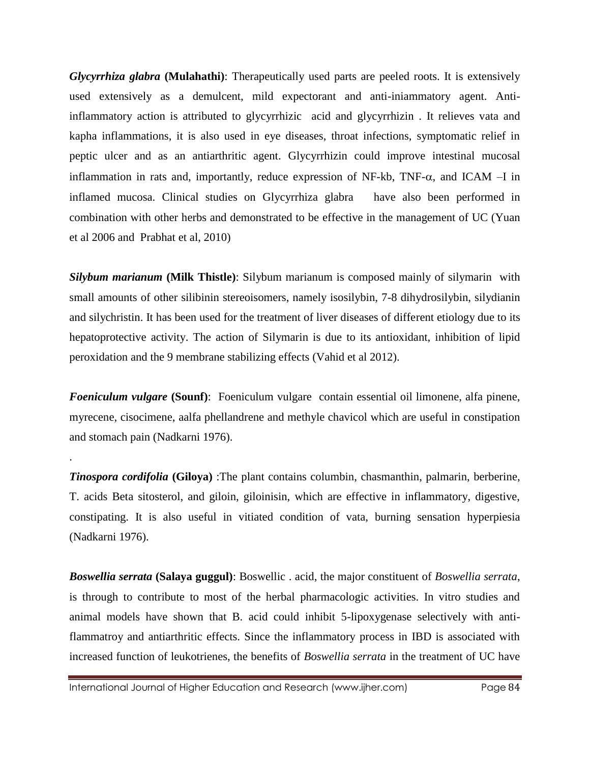***Glycyrrhiza glabra* (Mulahathi)**: Therapeutically used parts are peeled roots. It is extensively used extensively as a demulcent, mild expectorant and anti-iniammatory agent. Anti-inflammatory action is attributed to glycyrrhizic acid and glycyrrhizin . It relieves vata and kapha inflammations, it is also used in eye diseases, throat infections, symptomatic relief in peptic ulcer and as an antiarthritic agent. Glycyrrhizin could improve intestinal mucosal inflammation in rats and, importantly, reduce expression of NF-kb, TNF-$\alpha$, and ICAM –I in inflamed mucosa. Clinical studies on Glycyrrhiza glabra have also been performed in combination with other herbs and demonstrated to be effective in the management of UC (Yuan et al 2006 and Prabhat et al, 2010)

***Silybum marianum* (Milk Thistle)**: Silybum marianum is composed mainly of silymarin with small amounts of other silibinin stereoisomers, namely isosilybin, 7-8 dihydrosilybin, silydianin and silychristin. It has been used for the treatment of liver diseases of different etiology due to its hepatoprotective activity. The action of Silymarin is due to its antioxidant, inhibition of lipid peroxidation and the 9 membrane stabilizing effects (Vahid et al 2012).

***Foeniculum vulgare* (Sounf)**: Foeniculum vulgare contain essential oil limonene, alfa pinene, myrecene, cisocimene, aalfa phellandrene and methyle chavicol which are useful in constipation and stomach pain (Nadkarni 1976).

.

***Tinospora cordifolia* (Giloya)** :The plant contains columbin, chasmanthin, palmarin, berberine, T. acids Beta sitosterol, and giloin, giloinisin, which are effective in inflammatory, digestive, constipating. It is also useful in vitiated condition of vata, burning sensation hyperpiesia (Nadkarni 1976).

***Boswellia serrata* (Salaya guggul)**: Boswellic . acid, the major constituent of *Boswellia serrata*, is through to contribute to most of the herbal pharmacologic activities. In vitro studies and animal models have shown that B. acid could inhibit 5-lipoxygenase selectively with anti-flammatroy and antiarthritic effects. Since the inflammatory process in IBD is associated with increased function of leukotrienes, the benefits of *Boswellia serrata* in the treatment of UC have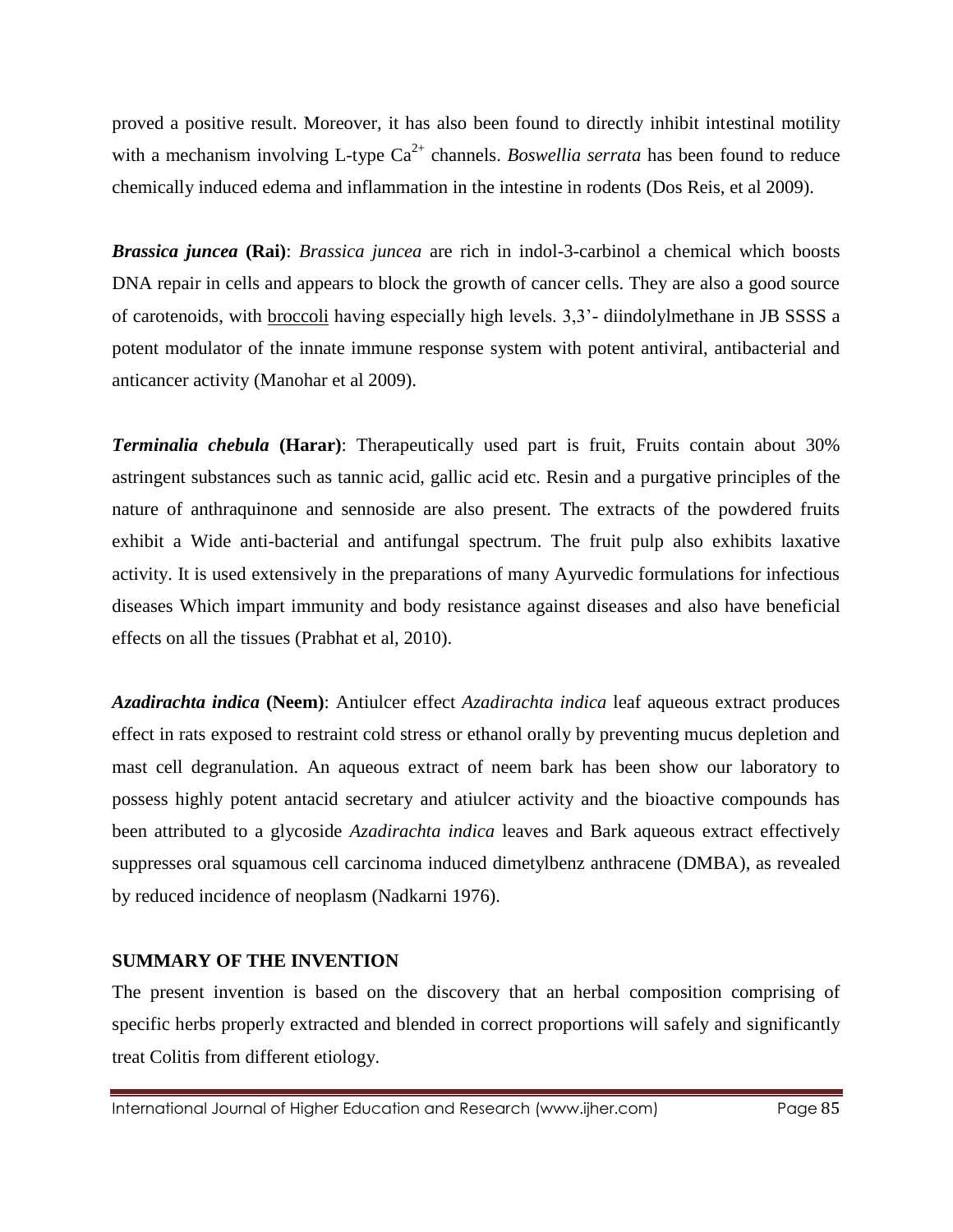proved a positive result. Moreover, it has also been found to directly inhibit intestinal motility with a mechanism involving L-type $Ca^{2+}$ channels. *Boswellia serrata* has been found to reduce chemically induced edema and inflammation in the intestine in rodents (Dos Reis, et al 2009).

***Brassica juncea*** **(Rai)**: *Brassica juncea* are rich in indol-3-carbinol a chemical which boosts DNA repair in cells and appears to block the growth of cancer cells. They are also a good source of carotenoids, with broccoli having especially high levels. 3,3'- diindolylmethane in JB SSSS a potent modulator of the innate immune response system with potent antiviral, antibacterial and anticancer activity (Manohar et al 2009).

***Terminalia chebula*** **(Harar)**: Therapeutically used part is fruit, Fruits contain about 30% astringent substances such as tannic acid, gallic acid etc. Resin and a purgative principles of the nature of anthraquinone and sennoside are also present. The extracts of the powdered fruits exhibit a Wide anti-bacterial and antifungal spectrum. The fruit pulp also exhibits laxative activity. It is used extensively in the preparations of many Ayurvedic formulations for infectious diseases Which impart immunity and body resistance against diseases and also have beneficial effects on all the tissues (Prabhat et al, 2010).

***Azadirachta indica*** **(Neem)**: Antiulcer effect *Azadirachta indica* leaf aqueous extract produces effect in rats exposed to restraint cold stress or ethanol orally by preventing mucus depletion and mast cell degranulation. An aqueous extract of neem bark has been show our laboratory to possess highly potent antacid secretary and atiulcer activity and the bioactive compounds has been attributed to a glycoside *Azadirachta indica* leaves and Bark aqueous extract effectively suppresses oral squamous cell carcinoma induced dimetylbenz anthracene (DMBA), as revealed by reduced incidence of neoplasm (Nadkarni 1976).

## SUMMARY OF THE INVENTION

The present invention is based on the discovery that an herbal composition comprising of specific herbs properly extracted and blended in correct proportions will safely and significantly treat Colitis from different etiology.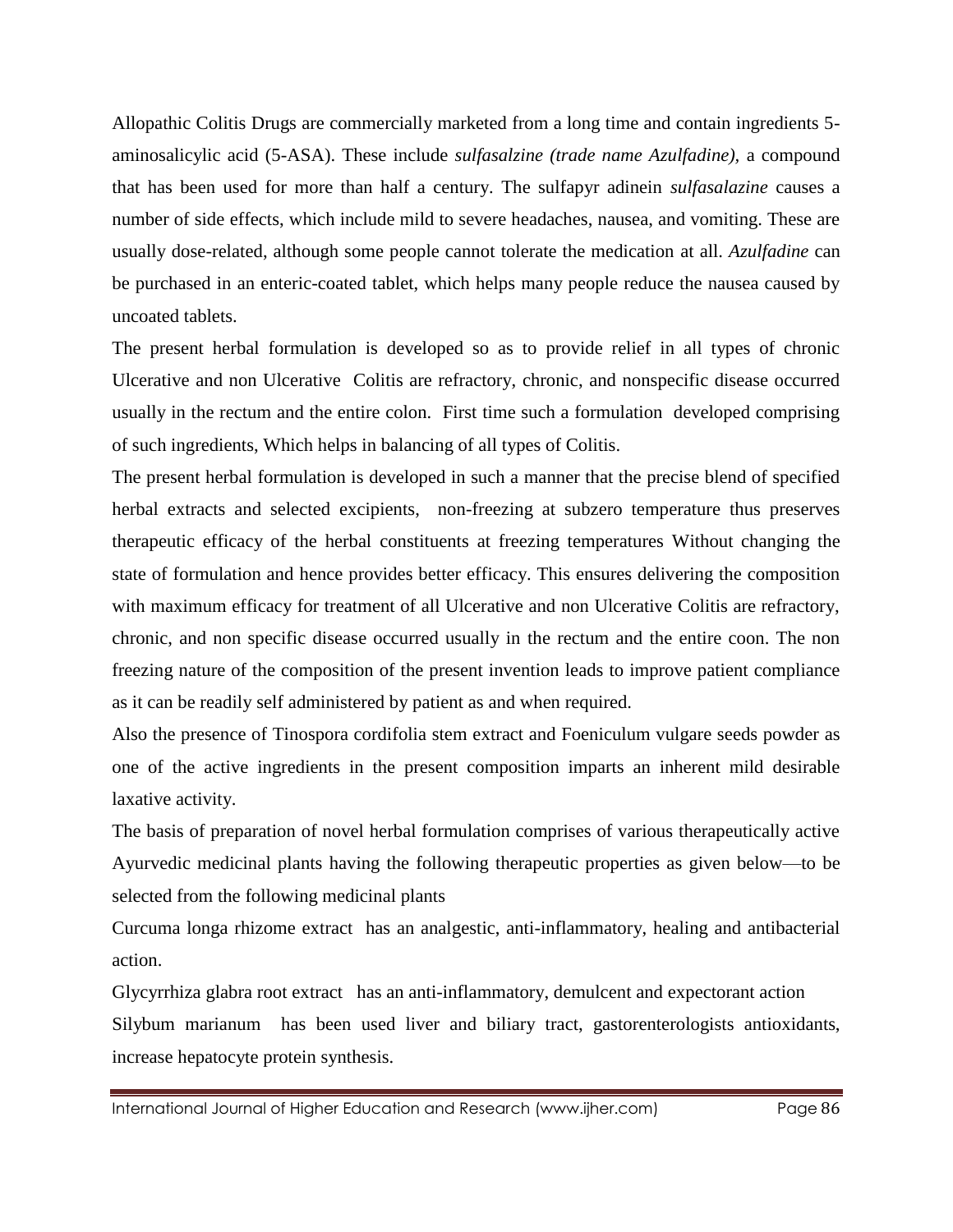Allopathic Colitis Drugs are commercially marketed from a long time and contain ingredients 5-aminosalicylic acid (5-ASA). These include *sulfasalzine (trade name Azulfadine)*, a compound that has been used for more than half a century. The sulfapyr adinein *sulfasalazine* causes a number of side effects, which include mild to severe headaches, nausea, and vomiting. These are usually dose-related, although some people cannot tolerate the medication at all. *Azulfadine* can be purchased in an enteric-coated tablet, which helps many people reduce the nausea caused by uncoated tablets.

The present herbal formulation is developed so as to provide relief in all types of chronic Ulcerative and non Ulcerative Colitis are refractory, chronic, and nonspecific disease occurred usually in the rectum and the entire colon. First time such a formulation developed comprising of such ingredients, Which helps in balancing of all types of Colitis.

The present herbal formulation is developed in such a manner that the precise blend of specified herbal extracts and selected excipients, non-freezing at subzero temperature thus preserves therapeutic efficacy of the herbal constituents at freezing temperatures Without changing the state of formulation and hence provides better efficacy. This ensures delivering the composition with maximum efficacy for treatment of all Ulcerative and non Ulcerative Colitis are refractory, chronic, and non specific disease occurred usually in the rectum and the entire coon. The non freezing nature of the composition of the present invention leads to improve patient compliance as it can be readily self administered by patient as and when required.

Also the presence of Tinospora cordifolia stem extract and Foeniculum vulgare seeds powder as one of the active ingredients in the present composition imparts an inherent mild desirable laxative activity.

The basis of preparation of novel herbal formulation comprises of various therapeutically active Ayurvedic medicinal plants having the following therapeutic properties as given below—to be selected from the following medicinal plants

Curcuma longa rhizome extract has an analgestic, anti-inflammatory, healing and antibacterial action.

Glycyrrhiza glabra root extract has an anti-inflammatory, demulcent and expectorant action

Silybum marianum has been used liver and biliary tract, gastorenterologists antioxidants, increase hepatocyte protein synthesis.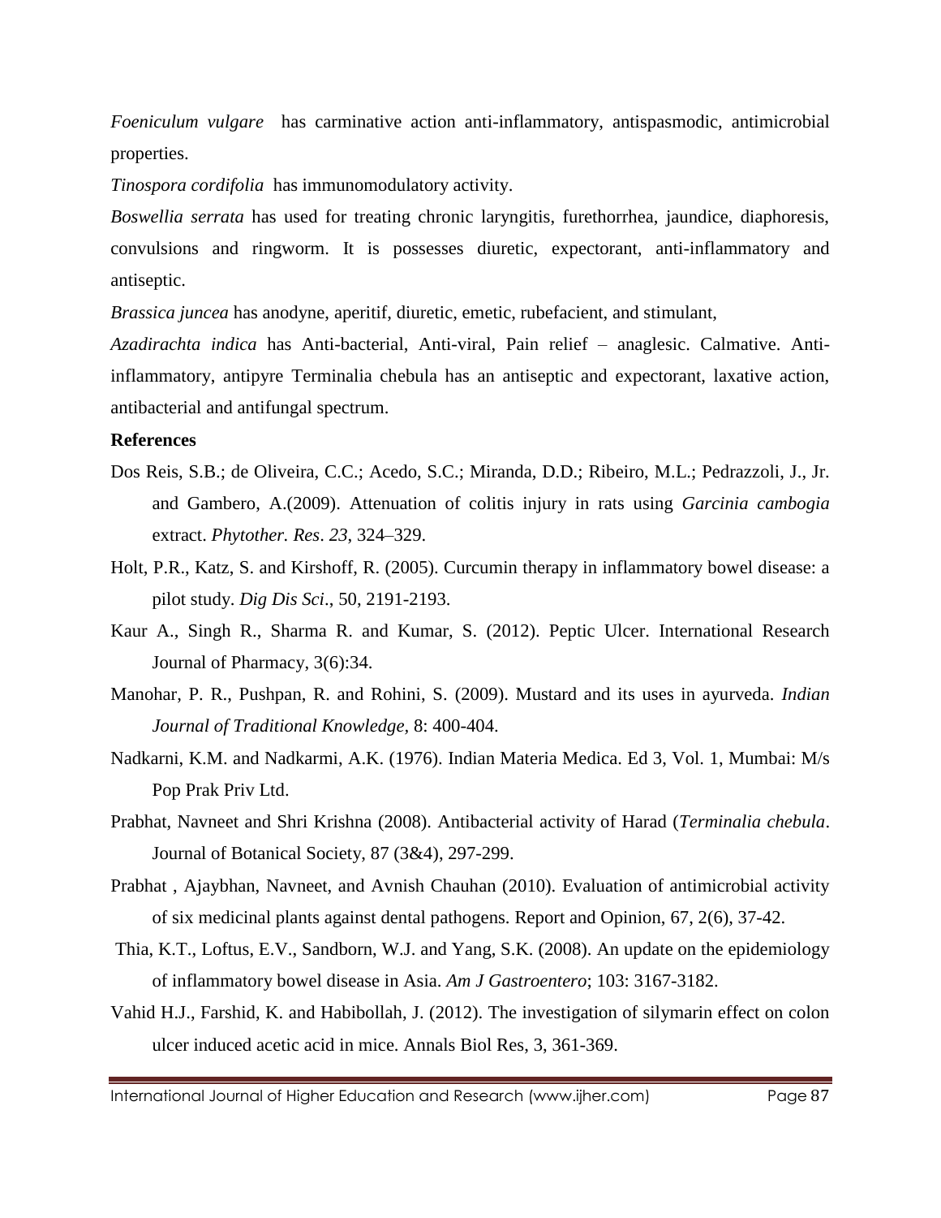*Foeniculum vulgare* has carminative action anti-inflammatory, antispasmodic, antimicrobial properties.

*Tinospora cordifolia* has immunomodulatory activity.

*Boswellia serrata* has used for treating chronic laryngitis, furethorrhea, jaundice, diaphoresis, convulsions and ringworm. It is possesses diuretic, expectorant, anti-inflammatory and antiseptic.

*Brassica juncea* has anodyne, aperitif, diuretic, emetic, rubefacient, and stimulant,

*Azadirachta indica* has Anti-bacterial, Anti-viral, Pain relief – anaglesic. Calmative. Anti-inflammatory, antipyre Terminalia chebula has an antiseptic and expectorant, laxative action, antibacterial and antifungal spectrum.

**References**

Dos Reis, S.B.; de Oliveira, C.C.; Acedo, S.C.; Miranda, D.D.; Ribeiro, M.L.; Pedrazzoli, J., Jr. and Gambero, A.(2009). Attenuation of colitis injury in rats using *Garcinia cambogia* extract. *Phytother. Res*. *23*, 324–329.

Holt, P.R., Katz, S. and Kirshoff, R. (2005). Curcumin therapy in inflammatory bowel disease: a pilot study. *Dig Dis Sci*., 50, 2191-2193.

Kaur A., Singh R., Sharma R. and Kumar, S. (2012). Peptic Ulcer. International Research Journal of Pharmacy, 3(6):34.

Manohar, P. R., Pushpan, R. and Rohini, S. (2009). Mustard and its uses in ayurveda. *Indian Journal of Traditional Knowledge,* 8: 400-404.

Nadkarni, K.M. and Nadkarmi, A.K. (1976). Indian Materia Medica. Ed 3, Vol. 1, Mumbai: M/s Pop Prak Priv Ltd.

Prabhat, Navneet and Shri Krishna (2008). Antibacterial activity of Harad (*Terminalia chebula*. Journal of Botanical Society, 87 (3&4), 297-299.

Prabhat , Ajaybhan, Navneet, and Avnish Chauhan (2010). Evaluation of antimicrobial activity of six medicinal plants against dental pathogens. Report and Opinion, 67, 2(6), 37-42.

Thia, K.T., Loftus, E.V., Sandborn, W.J. and Yang, S.K. (2008). An update on the epidemiology of inflammatory bowel disease in Asia. *Am J Gastroentero*; 103: 3167-3182.

Vahid H.J., Farshid, K. and Habibollah, J. (2012). The investigation of silymarin effect on colon ulcer induced acetic acid in mice. Annals Biol Res, 3, 361-369.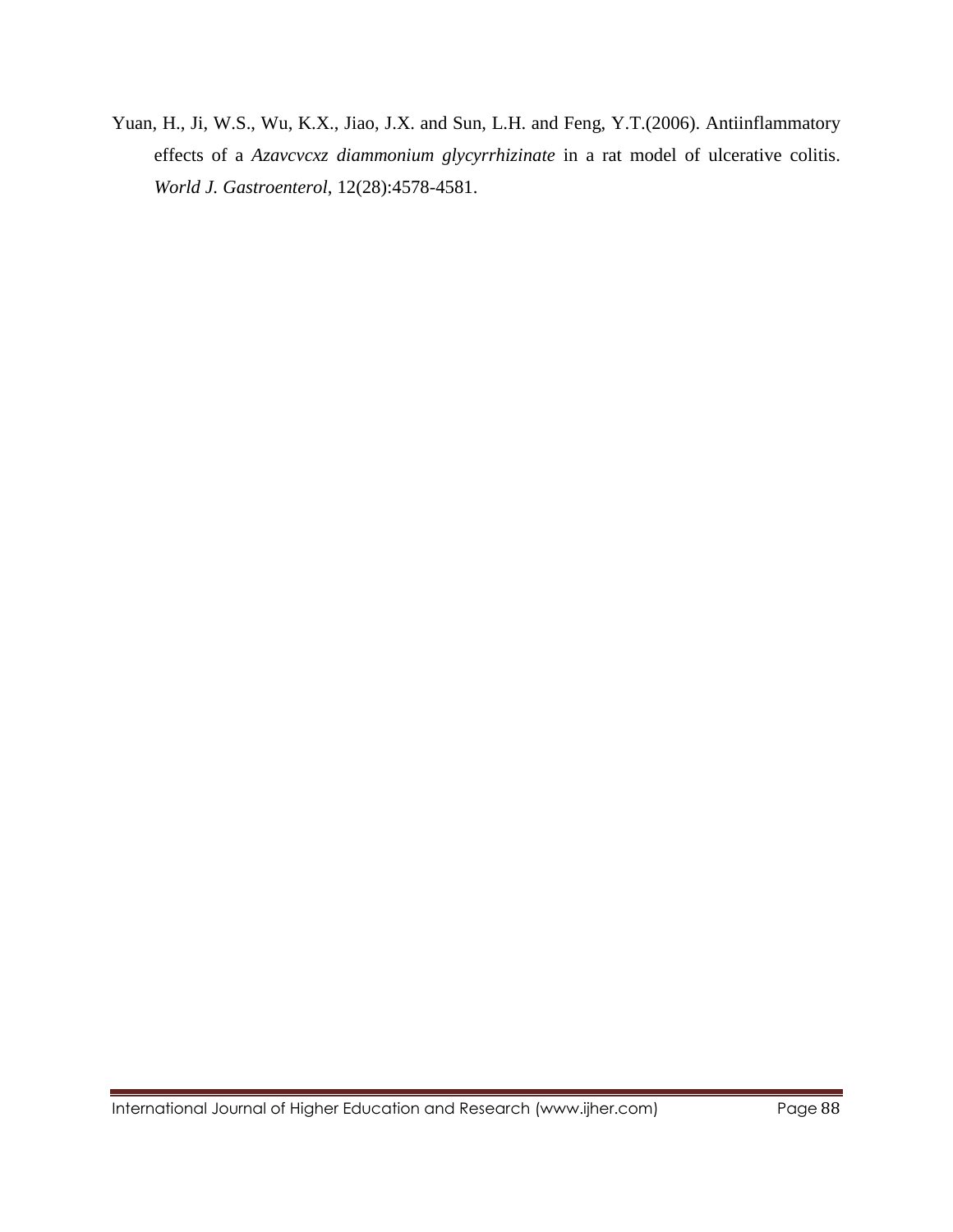Yuan, H., Ji, W.S., Wu, K.X., Jiao, J.X. and Sun, L.H. and Feng, Y.T.(2006). Antiinflammatory effects of a *Azavcvcxz diammonium glycyrrhizinate* in a rat model of ulcerative colitis. *World J. Gastroenterol*, 12(28):4578-4581.